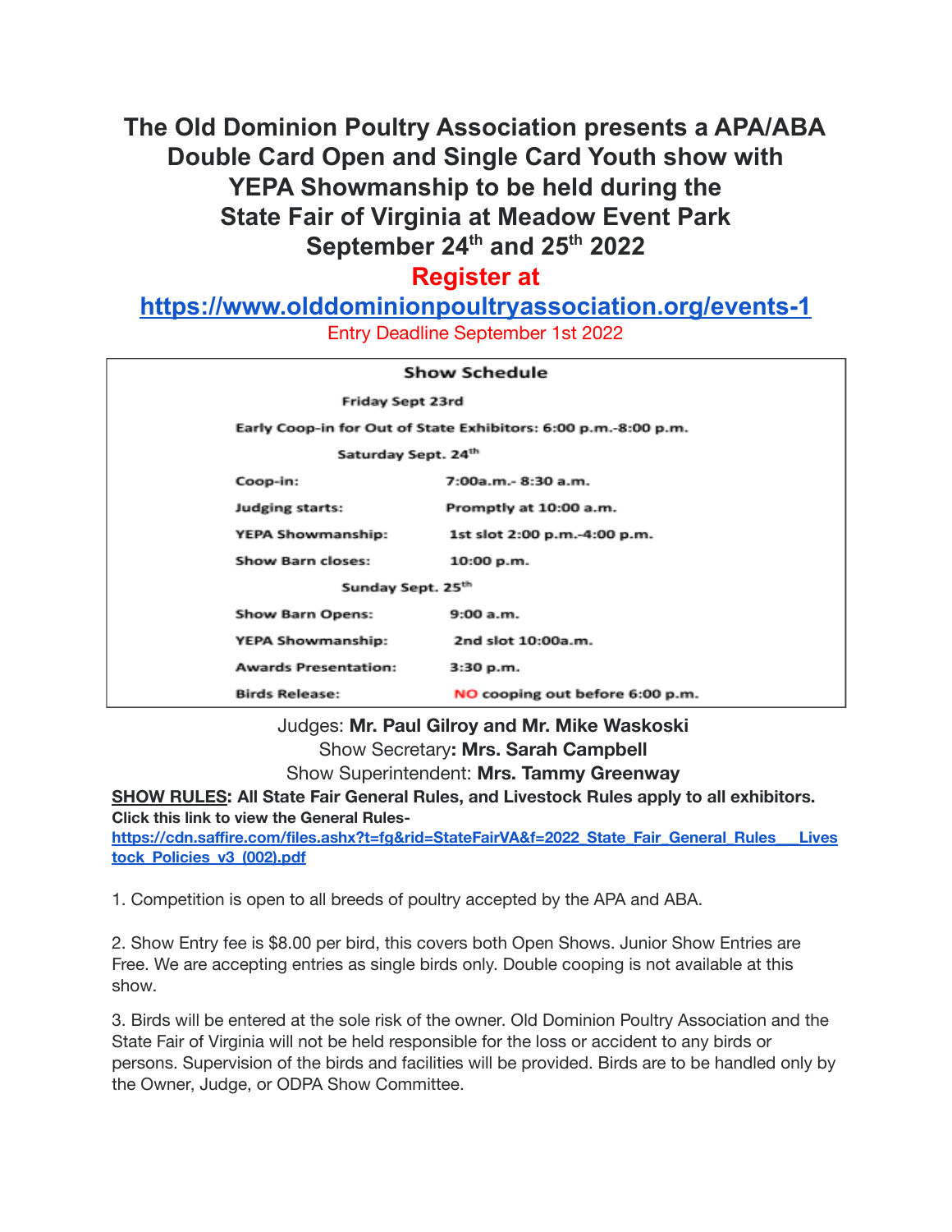# The Old Dominion Poultry Association presents a APA/ABA Double Card Open and Single Card Youth show with YEPA Showmanship to be held during the State Fair of Virginia at Meadow Event Park September 24th and 25th 2022

## Register at

## https://www.olddominionpoultryassociation.org/events-1

Entry Deadline September 1st 2022

**Show Schedule**

**Friday Sept 23rd**

**Early Coop-in for Out of State Exhibitors: 6:00 p.m.-8:00 p.m.**

**Saturday Sept. 24th**

| | |
|---|---|
| **Coop-in:** | **7:00a.m.- 8:30 a.m.** |
| **Judging starts:** | **Promptly at 10:00 a.m.** |
| **YEPA Showmanship:** | **1st slot 2:00 p.m.-4:00 p.m.** |
| **Show Barn closes:** | **10:00 p.m.** |

**Sunday Sept. 25th**

| | |
|---|---|
| **Show Barn Opens:** | **9:00 a.m.** |
| **YEPA Showmanship:** | **2nd slot 10:00a.m.** |
| **Awards Presentation:** | **3:30 p.m.** |
| **Birds Release:** | **NO cooping out before 6:00 p.m.** |

Judges: **Mr. Paul Gilroy and Mr. Mike Waskoski**
Show Secretary**: Mrs. Sarah Campbell**
Show Superintendent: **Mrs. Tammy Greenway**

**SHOW RULES: All State Fair General Rules, and Livestock Rules apply to all exhibitors.**
**Click this link to view the General Rules-**
https://cdn.saffire.com/files.ashx?t=fg&rid=StateFairVA&f=2022_State_Fair_General_Rules___Livestock_Policies_v3_(002).pdf

1. Competition is open to all breeds of poultry accepted by the APA and ABA.

2. Show Entry fee is $8.00 per bird, this covers both Open Shows. Junior Show Entries are Free. We are accepting entries as single birds only. Double cooping is not available at this show.

3. Birds will be entered at the sole risk of the owner. Old Dominion Poultry Association and the State Fair of Virginia will not be held responsible for the loss or accident to any birds or persons. Supervision of the birds and facilities will be provided. Birds are to be handled only by the Owner, Judge, or ODPA Show Committee.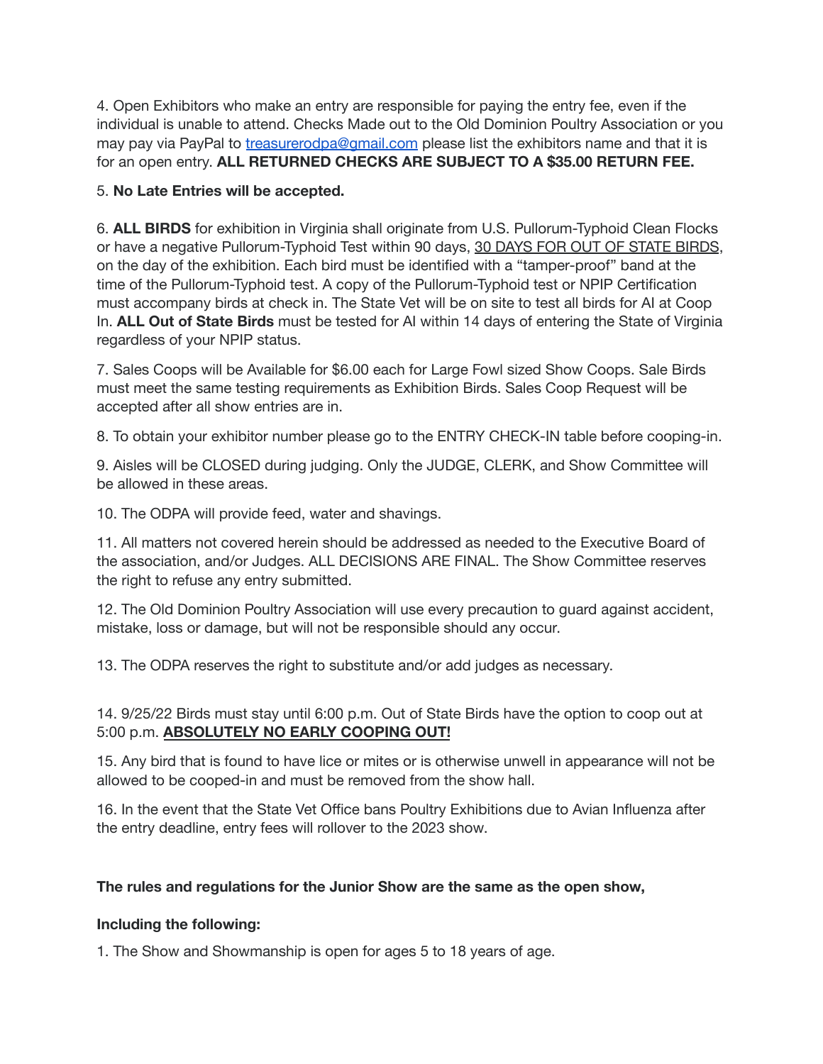4. Open Exhibitors who make an entry are responsible for paying the entry fee, even if the individual is unable to attend. Checks Made out to the Old Dominion Poultry Association or you may pay via PayPal to [treasurerodpa@gmail.com](mailto:treasurerodpa@gmail.com) please list the exhibitors name and that it is for an open entry. **ALL RETURNED CHECKS ARE SUBJECT TO A $35.00 RETURN FEE.**

5. **No Late Entries will be accepted.**

6. **ALL BIRDS** for exhibition in Virginia shall originate from U.S. Pullorum-Typhoid Clean Flocks or have a negative Pullorum-Typhoid Test within 90 days, <u>30 DAYS FOR OUT OF STATE BIRDS</u>, on the day of the exhibition. Each bird must be identified with a "tamper-proof" band at the time of the Pullorum-Typhoid test. A copy of the Pullorum-Typhoid test or NPIP Certification must accompany birds at check in. The State Vet will be on site to test all birds for AI at Coop In. **ALL Out of State Birds** must be tested for AI within 14 days of entering the State of Virginia regardless of your NPIP status.

7. Sales Coops will be Available for $6.00 each for Large Fowl sized Show Coops. Sale Birds must meet the same testing requirements as Exhibition Birds. Sales Coop Request will be accepted after all show entries are in.

8. To obtain your exhibitor number please go to the ENTRY CHECK-IN table before cooping-in.

9. Aisles will be CLOSED during judging. Only the JUDGE, CLERK, and Show Committee will be allowed in these areas.

10. The ODPA will provide feed, water and shavings.

11. All matters not covered herein should be addressed as needed to the Executive Board of the association, and/or Judges. ALL DECISIONS ARE FINAL. The Show Committee reserves the right to refuse any entry submitted.

12. The Old Dominion Poultry Association will use every precaution to guard against accident, mistake, loss or damage, but will not be responsible should any occur.

13. The ODPA reserves the right to substitute and/or add judges as necessary.

14. 9/25/22 Birds must stay until 6:00 p.m. Out of State Birds have the option to coop out at 5:00 p.m. **<u>ABSOLUTELY NO EARLY COOPING OUT!</u>**

15. Any bird that is found to have lice or mites or is otherwise unwell in appearance will not be allowed to be cooped-in and must be removed from the show hall.

16. In the event that the State Vet Office bans Poultry Exhibitions due to Avian Influenza after the entry deadline, entry fees will rollover to the 2023 show.

**The rules and regulations for the Junior Show are the same as the open show,**

**Including the following:**

1. The Show and Showmanship is open for ages 5 to 18 years of age.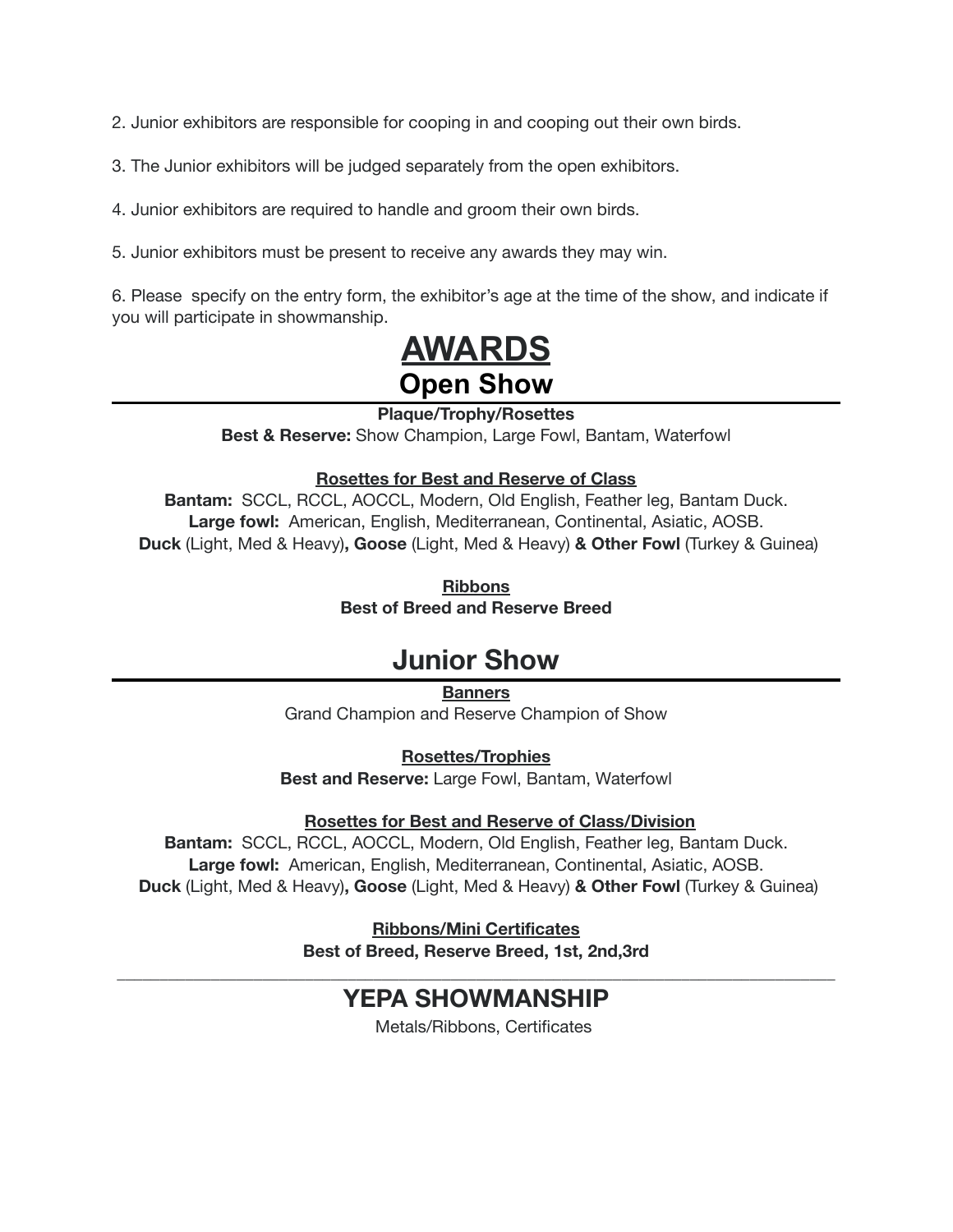2. Junior exhibitors are responsible for cooping in and cooping out their own birds.

3. The Junior exhibitors will be judged separately from the open exhibitors.

4. Junior exhibitors are required to handle and groom their own birds.

5. Junior exhibitors must be present to receive any awards they may win.

6. Please specify on the entry form, the exhibitor's age at the time of the show, and indicate if you will participate in showmanship.

# AWARDS

## Open Show

**Plaque/Trophy/Rosettes**

**Best & Reserve:** Show Champion, Large Fowl, Bantam, Waterfowl

**Rosettes for Best and Reserve of Class**

**Bantam:** SCCL, RCCL, AOCCL, Modern, Old English, Feather leg, Bantam Duck.
**Large fowl:** American, English, Mediterranean, Continental, Asiatic, AOSB.
**Duck** (Light, Med & Heavy)**, Goose** (Light, Med & Heavy) **& Other Fowl** (Turkey & Guinea)

**Ribbons**

**Best of Breed and Reserve Breed**

## Junior Show

**Banners**

Grand Champion and Reserve Champion of Show

**Rosettes/Trophies**

**Best and Reserve:** Large Fowl, Bantam, Waterfowl

**Rosettes for Best and Reserve of Class/Division**

**Bantam:** SCCL, RCCL, AOCCL, Modern, Old English, Feather leg, Bantam Duck.
**Large fowl:** American, English, Mediterranean, Continental, Asiatic, AOSB.
**Duck** (Light, Med & Heavy)**, Goose** (Light, Med & Heavy) **& Other Fowl** (Turkey & Guinea)

**Ribbons/Mini Certificates**

**Best of Breed, Reserve Breed, 1st, 2nd,3rd**

---

## YEPA SHOWMANSHIP

Metals/Ribbons, Certificates